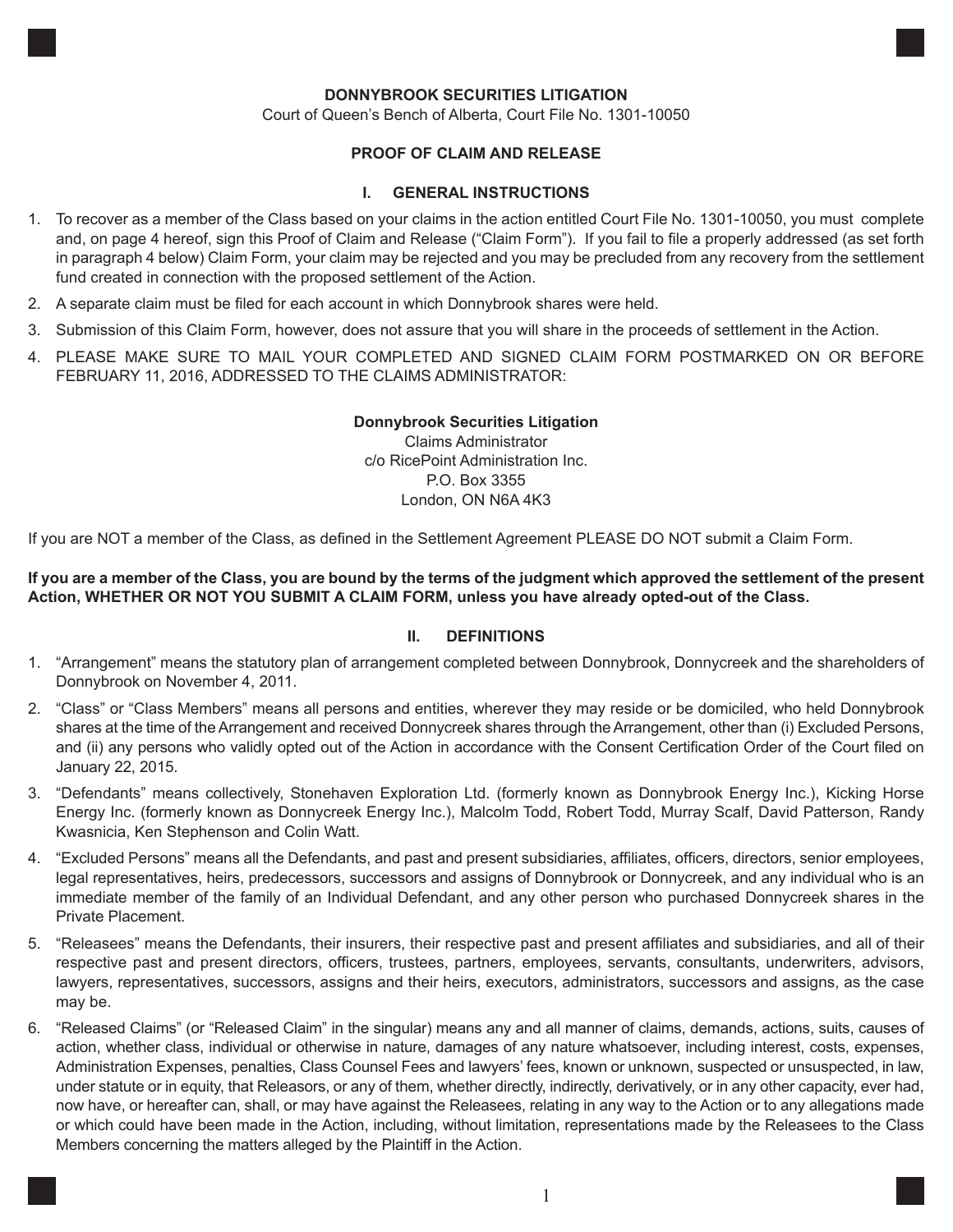**DONNYBROOK SECURITIES LITIGATION**

Court of Queen's Bench of Alberta, Court File No. 1301-10050

**PROOF OF CLAIM AND RELEASE**

## I. GENERAL INSTRUCTIONS

1. To recover as a member of the Class based on your claims in the action entitled Court File No. 1301-10050, you must complete and, on page 4 hereof, sign this Proof of Claim and Release ("Claim Form"). If you fail to file a properly addressed (as set forth in paragraph 4 below) Claim Form, your claim may be rejected and you may be precluded from any recovery from the settlement fund created in connection with the proposed settlement of the Action.
2. A separate claim must be filed for each account in which Donnybrook shares were held.
3. Submission of this Claim Form, however, does not assure that you will share in the proceeds of settlement in the Action.
4. PLEASE MAKE SURE TO MAIL YOUR COMPLETED AND SIGNED CLAIM FORM POSTMARKED ON OR BEFORE FEBRUARY 11, 2016, ADDRESSED TO THE CLAIMS ADMINISTRATOR:

**Donnybrook Securities Litigation**
Claims Administrator
c/o RicePoint Administration Inc.
P.O. Box 3355
London, ON N6A 4K3

If you are NOT a member of the Class, as defined in the Settlement Agreement PLEASE DO NOT submit a Claim Form.

**If you are a member of the Class, you are bound by the terms of the judgment which approved the settlement of the present Action, WHETHER OR NOT YOU SUBMIT A CLAIM FORM, unless you have already opted-out of the Class.**

## II. DEFINITIONS

1. "Arrangement" means the statutory plan of arrangement completed between Donnybrook, Donnycreek and the shareholders of Donnybrook on November 4, 2011.
2. "Class" or "Class Members" means all persons and entities, wherever they may reside or be domiciled, who held Donnybrook shares at the time of the Arrangement and received Donnycreek shares through the Arrangement, other than (i) Excluded Persons, and (ii) any persons who validly opted out of the Action in accordance with the Consent Certification Order of the Court filed on January 22, 2015.
3. "Defendants" means collectively, Stonehaven Exploration Ltd. (formerly known as Donnybrook Energy Inc.), Kicking Horse Energy Inc. (formerly known as Donnycreek Energy Inc.), Malcolm Todd, Robert Todd, Murray Scalf, David Patterson, Randy Kwasnicia, Ken Stephenson and Colin Watt.
4. "Excluded Persons" means all the Defendants, and past and present subsidiaries, affiliates, officers, directors, senior employees, legal representatives, heirs, predecessors, successors and assigns of Donnybrook or Donnycreek, and any individual who is an immediate member of the family of an Individual Defendant, and any other person who purchased Donnycreek shares in the Private Placement.
5. "Releasees" means the Defendants, their insurers, their respective past and present affiliates and subsidiaries, and all of their respective past and present directors, officers, trustees, partners, employees, servants, consultants, underwriters, advisors, lawyers, representatives, successors, assigns and their heirs, executors, administrators, successors and assigns, as the case may be.
6. "Released Claims" (or "Released Claim" in the singular) means any and all manner of claims, demands, actions, suits, causes of action, whether class, individual or otherwise in nature, damages of any nature whatsoever, including interest, costs, expenses, Administration Expenses, penalties, Class Counsel Fees and lawyers' fees, known or unknown, suspected or unsuspected, in law, under statute or in equity, that Releasors, or any of them, whether directly, indirectly, derivatively, or in any other capacity, ever had, now have, or hereafter can, shall, or may have against the Releasees, relating in any way to the Action or to any allegations made or which could have been made in the Action, including, without limitation, representations made by the Releasees to the Class Members concerning the matters alleged by the Plaintiff in the Action.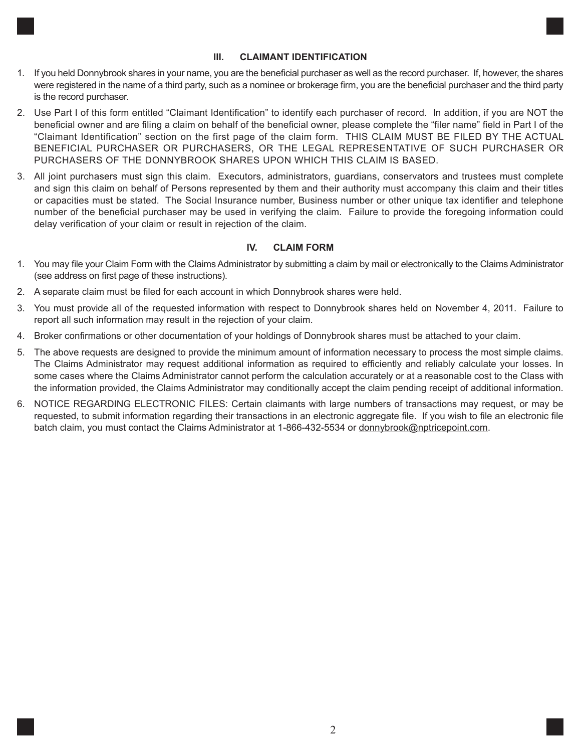## III. CLAIMANT IDENTIFICATION

1. If you held Donnybrook shares in your name, you are the beneficial purchaser as well as the record purchaser. If, however, the shares were registered in the name of a third party, such as a nominee or brokerage firm, you are the beneficial purchaser and the third party is the record purchaser.
2. Use Part I of this form entitled "Claimant Identification" to identify each purchaser of record. In addition, if you are NOT the beneficial owner and are filing a claim on behalf of the beneficial owner, please complete the "filer name" field in Part I of the "Claimant Identification" section on the first page of the claim form. THIS CLAIM MUST BE FILED BY THE ACTUAL BENEFICIAL PURCHASER OR PURCHASERS, OR THE LEGAL REPRESENTATIVE OF SUCH PURCHASER OR PURCHASERS OF THE DONNYBROOK SHARES UPON WHICH THIS CLAIM IS BASED.
3. All joint purchasers must sign this claim. Executors, administrators, guardians, conservators and trustees must complete and sign this claim on behalf of Persons represented by them and their authority must accompany this claim and their titles or capacities must be stated. The Social Insurance number, Business number or other unique tax identifier and telephone number of the beneficial purchaser may be used in verifying the claim. Failure to provide the foregoing information could delay verification of your claim or result in rejection of the claim.

## IV. CLAIM FORM

1. You may file your Claim Form with the Claims Administrator by submitting a claim by mail or electronically to the Claims Administrator (see address on first page of these instructions).
2. A separate claim must be filed for each account in which Donnybrook shares were held.
3. You must provide all of the requested information with respect to Donnybrook shares held on November 4, 2011. Failure to report all such information may result in the rejection of your claim.
4. Broker confirmations or other documentation of your holdings of Donnybrook shares must be attached to your claim.
5. The above requests are designed to provide the minimum amount of information necessary to process the most simple claims. The Claims Administrator may request additional information as required to efficiently and reliably calculate your losses. In some cases where the Claims Administrator cannot perform the calculation accurately or at a reasonable cost to the Class with the information provided, the Claims Administrator may conditionally accept the claim pending receipt of additional information.
6. NOTICE REGARDING ELECTRONIC FILES: Certain claimants with large numbers of transactions may request, or may be requested, to submit information regarding their transactions in an electronic aggregate file. If you wish to file an electronic file batch claim, you must contact the Claims Administrator at 1-866-432-5534 or donnybrook@nptricepoint.com.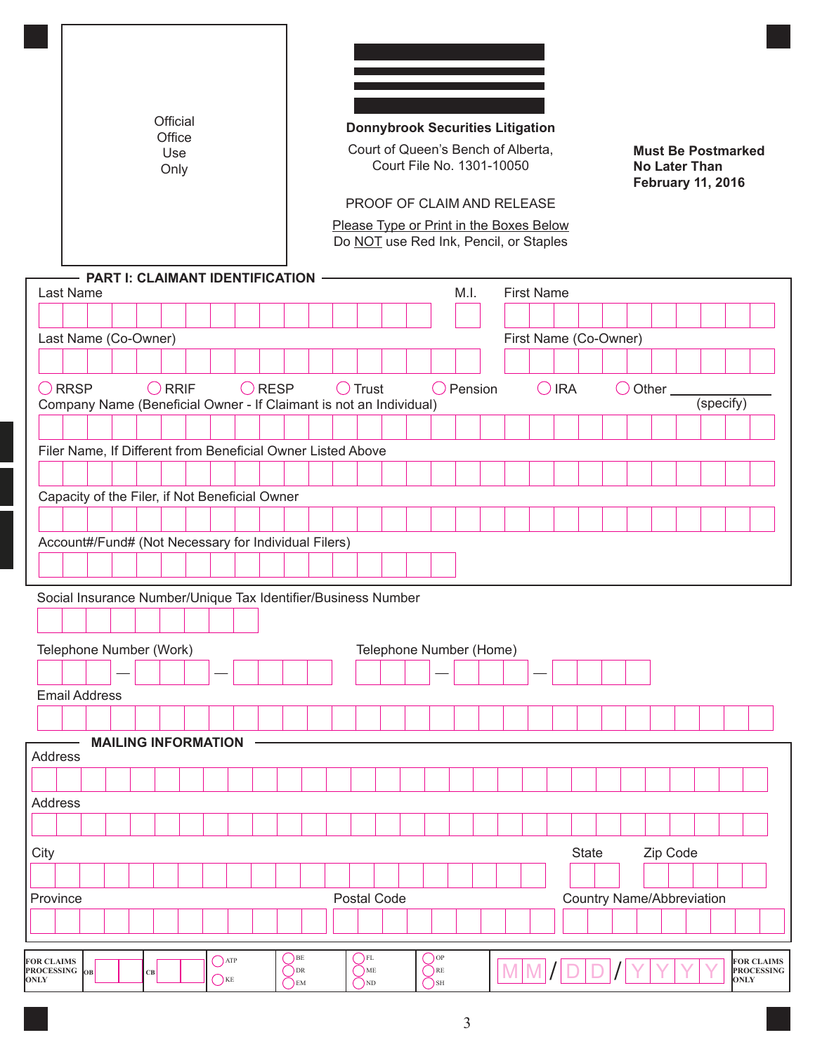Official Office Use Only

**Donnybrook Securities Litigation**

Court of Queen's Bench of Alberta,
Court File No. 1301-10050

**Must Be Postmarked No Later Than February 11, 2016**

PROOF OF CLAIM AND RELEASE

Please Type or Print in the Boxes Below
Do NOT use Red Ink, Pencil, or Staples

## PART I: CLAIMANT IDENTIFICATION

Last Name | M.I. | First Name

Last Name (Co-Owner) | First Name (Co-Owner)

◯ RRSP ◯ RRIF ◯ RESP ◯ Trust ◯ Pension ◯ IRA ◯ Other ____________ (specify)

Company Name (Beneficial Owner - If Claimant is not an Individual)

Filer Name, If Different from Beneficial Owner Listed Above

Capacity of the Filer, if Not Beneficial Owner

Account#/Fund# (Not Necessary for Individual Filers)

Social Insurance Number/Unique Tax Identifier/Business Number

Telephone Number (Work) ___ — ___ — ___ | Telephone Number (Home) ___ — ___ — ___

Email Address

## MAILING INFORMATION

Address

Address

City | State | Zip Code

Province | Postal Code | Country Name/Abbreviation

FOR CLAIMS PROCESSING ONLY | OB | CB | ◯ ATP ◯ KE | ◯ BE ◯ DR ◯ EM | ◯ FL ◯ ME ◯ ND | ◯ OP ◯ RE ◯ SH | MM / DD / YYYY | FOR CLAIMS PROCESSING ONLY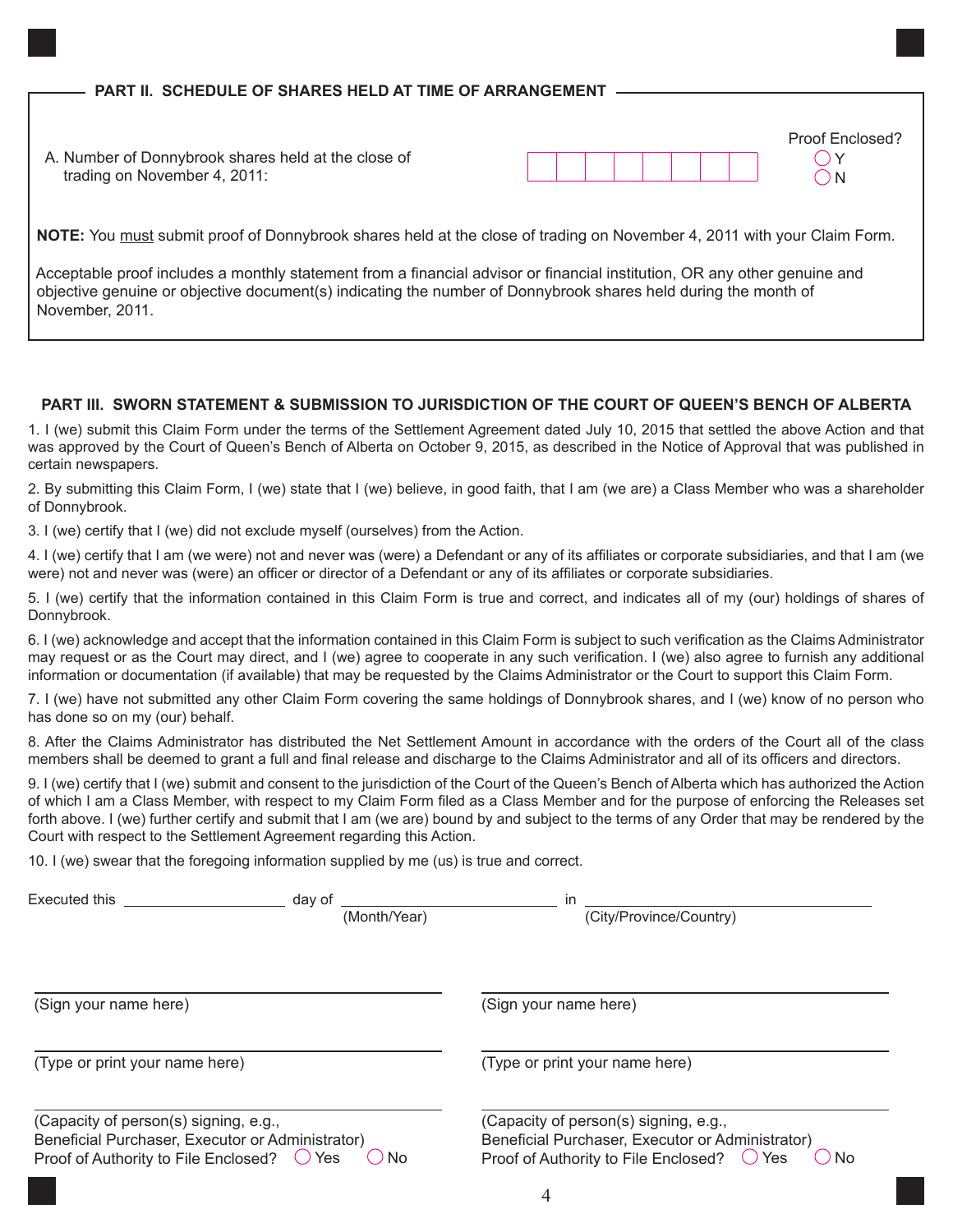## PART II. SCHEDULE OF SHARES HELD AT TIME OF ARRANGEMENT

A. Number of Donnybrook shares held at the close of trading on November 4, 2011: \_\_\_\_\_\_\_\_\_\_\_\_

Proof Enclosed? ◯ Y ◯ N

**NOTE:** You <u>must</u> submit proof of Donnybrook shares held at the close of trading on November 4, 2011 with your Claim Form.

Acceptable proof includes a monthly statement from a financial advisor or financial institution, OR any other genuine and objective genuine or objective document(s) indicating the number of Donnybrook shares held during the month of November, 2011.

## PART III. SWORN STATEMENT & SUBMISSION TO JURISDICTION OF THE COURT OF QUEEN'S BENCH OF ALBERTA

1. I (we) submit this Claim Form under the terms of the Settlement Agreement dated July 10, 2015 that settled the above Action and that was approved by the Court of Queen's Bench of Alberta on October 9, 2015, as described in the Notice of Approval that was published in certain newspapers.

2. By submitting this Claim Form, I (we) state that I (we) believe, in good faith, that I am (we are) a Class Member who was a shareholder of Donnybrook.

3. I (we) certify that I (we) did not exclude myself (ourselves) from the Action.

4. I (we) certify that I am (we were) not and never was (were) a Defendant or any of its affiliates or corporate subsidiaries, and that I am (we were) not and never was (were) an officer or director of a Defendant or any of its affiliates or corporate subsidiaries.

5. I (we) certify that the information contained in this Claim Form is true and correct, and indicates all of my (our) holdings of shares of Donnybrook.

6. I (we) acknowledge and accept that the information contained in this Claim Form is subject to such verification as the Claims Administrator may request or as the Court may direct, and I (we) agree to cooperate in any such verification. I (we) also agree to furnish any additional information or documentation (if available) that may be requested by the Claims Administrator or the Court to support this Claim Form.

7. I (we) have not submitted any other Claim Form covering the same holdings of Donnybrook shares, and I (we) know of no person who has done so on my (our) behalf.

8. After the Claims Administrator has distributed the Net Settlement Amount in accordance with the orders of the Court all of the class members shall be deemed to grant a full and final release and discharge to the Claims Administrator and all of its officers and directors.

9. I (we) certify that I (we) submit and consent to the jurisdiction of the Court of the Queen's Bench of Alberta which has authorized the Action of which I am a Class Member, with respect to my Claim Form filed as a Class Member and for the purpose of enforcing the Releases set forth above. I (we) further certify and submit that I am (we are) bound by and subject to the terms of any Order that may be rendered by the Court with respect to the Settlement Agreement regarding this Action.

10. I (we) swear that the foregoing information supplied by me (us) is true and correct.

Executed this \_\_\_\_\_\_\_\_\_\_ day of \_\_\_\_\_\_\_\_\_\_ (Month/Year) in \_\_\_\_\_\_\_\_\_\_ (City/Province/Country)

\_\_\_\_\_\_\_\_\_\_\_\_\_\_\_\_\_\_\_\_
(Sign your name here)

\_\_\_\_\_\_\_\_\_\_\_\_\_\_\_\_\_\_\_\_
(Type or print your name here)

\_\_\_\_\_\_\_\_\_\_\_\_\_\_\_\_\_\_\_\_
(Capacity of person(s) signing, e.g., Beneficial Purchaser, Executor or Administrator)
Proof of Authority to File Enclosed? ◯ Yes ◯ No

\_\_\_\_\_\_\_\_\_\_\_\_\_\_\_\_\_\_\_\_
(Sign your name here)

\_\_\_\_\_\_\_\_\_\_\_\_\_\_\_\_\_\_\_\_
(Type or print your name here)

\_\_\_\_\_\_\_\_\_\_\_\_\_\_\_\_\_\_\_\_
(Capacity of person(s) signing, e.g., Beneficial Purchaser, Executor or Administrator)
Proof of Authority to File Enclosed? ◯ Yes ◯ No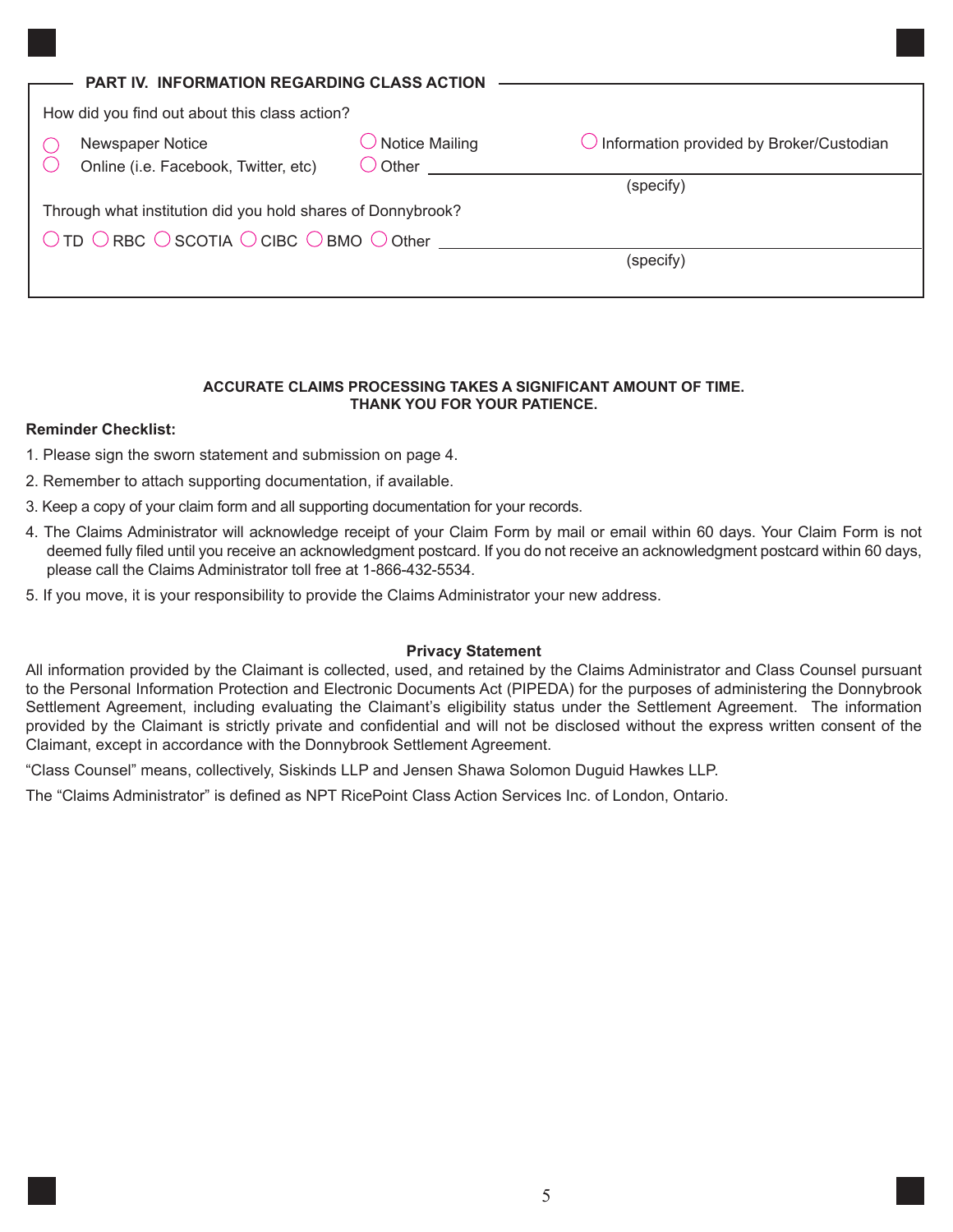## PART IV. INFORMATION REGARDING CLASS ACTION

How did you find out about this class action?

○ Newspaper Notice ○ Notice Mailing ○ Information provided by Broker/Custodian

○ Online (i.e. Facebook, Twitter, etc) ○ Other ______________________________ (specify)

Through what institution did you hold shares of Donnybrook?

○ TD ○ RBC ○ SCOTIA ○ CIBC ○ BMO ○ Other ______________________________ (specify)

**ACCURATE CLAIMS PROCESSING TAKES A SIGNIFICANT AMOUNT OF TIME.**
**THANK YOU FOR YOUR PATIENCE.**

**Reminder Checklist:**

1. Please sign the sworn statement and submission on page 4.
2. Remember to attach supporting documentation, if available.
3. Keep a copy of your claim form and all supporting documentation for your records.
4. The Claims Administrator will acknowledge receipt of your Claim Form by mail or email within 60 days. Your Claim Form is not deemed fully filed until you receive an acknowledgment postcard. If you do not receive an acknowledgment postcard within 60 days, please call the Claims Administrator toll free at 1-866-432-5534.
5. If you move, it is your responsibility to provide the Claims Administrator your new address.

**Privacy Statement**

All information provided by the Claimant is collected, used, and retained by the Claims Administrator and Class Counsel pursuant to the Personal Information Protection and Electronic Documents Act (PIPEDA) for the purposes of administering the Donnybrook Settlement Agreement, including evaluating the Claimant's eligibility status under the Settlement Agreement. The information provided by the Claimant is strictly private and confidential and will not be disclosed without the express written consent of the Claimant, except in accordance with the Donnybrook Settlement Agreement.

"Class Counsel" means, collectively, Siskinds LLP and Jensen Shawa Solomon Duguid Hawkes LLP.

The "Claims Administrator" is defined as NPT RicePoint Class Action Services Inc. of London, Ontario.